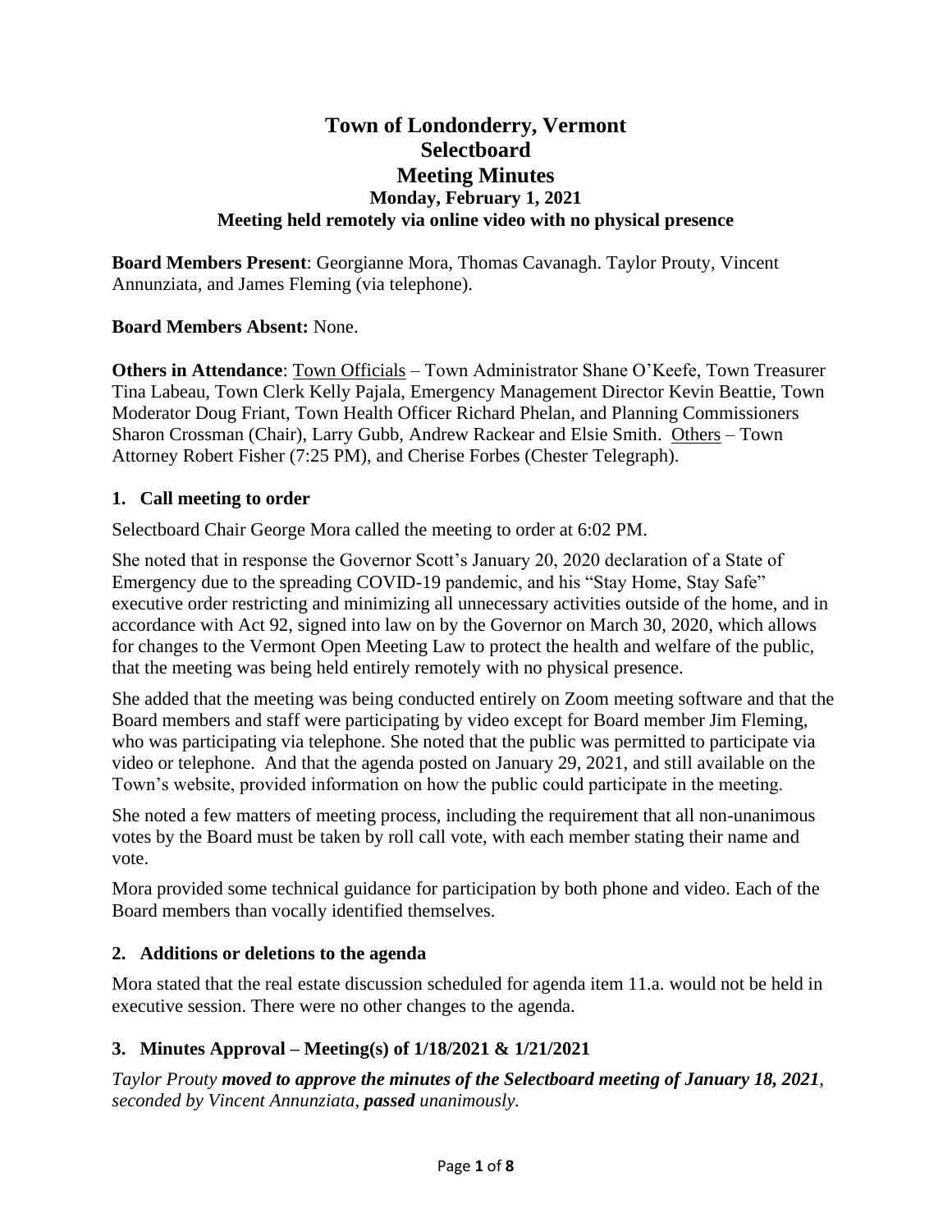# Town of Londonderry, Vermont
# Selectboard
# Meeting Minutes
### Monday, February 1, 2021
### Meeting held remotely via online video with no physical presence

**Board Members Present**: Georgianne Mora, Thomas Cavanagh. Taylor Prouty, Vincent Annunziata, and James Fleming (via telephone).

**Board Members Absent:** None.

**Others in Attendance**: Town Officials – Town Administrator Shane O'Keefe, Town Treasurer Tina Labeau, Town Clerk Kelly Pajala, Emergency Management Director Kevin Beattie, Town Moderator Doug Friant, Town Health Officer Richard Phelan, and Planning Commissioners Sharon Crossman (Chair), Larry Gubb, Andrew Rackear and Elsie Smith. Others – Town Attorney Robert Fisher (7:25 PM), and Cherise Forbes (Chester Telegraph).

## 1. Call meeting to order

Selectboard Chair George Mora called the meeting to order at 6:02 PM.

She noted that in response the Governor Scott's January 20, 2020 declaration of a State of Emergency due to the spreading COVID-19 pandemic, and his "Stay Home, Stay Safe" executive order restricting and minimizing all unnecessary activities outside of the home, and in accordance with Act 92, signed into law on by the Governor on March 30, 2020, which allows for changes to the Vermont Open Meeting Law to protect the health and welfare of the public, that the meeting was being held entirely remotely with no physical presence.

She added that the meeting was being conducted entirely on Zoom meeting software and that the Board members and staff were participating by video except for Board member Jim Fleming, who was participating via telephone. She noted that the public was permitted to participate via video or telephone. And that the agenda posted on January 29, 2021, and still available on the Town's website, provided information on how the public could participate in the meeting.

She noted a few matters of meeting process, including the requirement that all non-unanimous votes by the Board must be taken by roll call vote, with each member stating their name and vote.

Mora provided some technical guidance for participation by both phone and video. Each of the Board members than vocally identified themselves.

## 2. Additions or deletions to the agenda

Mora stated that the real estate discussion scheduled for agenda item 11.a. would not be held in executive session. There were no other changes to the agenda.

## 3. Minutes Approval – Meeting(s) of 1/18/2021 & 1/21/2021

*Taylor Prouty **moved to approve the minutes of the Selectboard meeting of January 18, 2021**, seconded by Vincent Annunziata, **passed** unanimously.*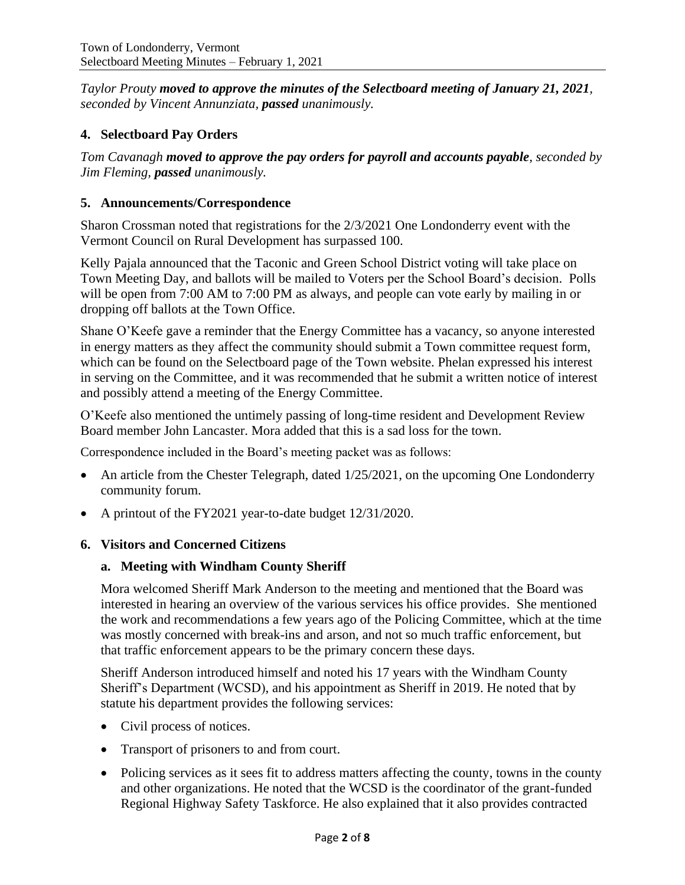*Taylor Prouty **moved to approve the minutes of the Selectboard meeting of January 21, 2021**, seconded by Vincent Annunziata, **passed** unanimously.*

### 4. Selectboard Pay Orders

*Tom Cavanagh **moved to approve the pay orders for payroll and accounts payable**, seconded by Jim Fleming, **passed** unanimously.*

### 5. Announcements/Correspondence

Sharon Crossman noted that registrations for the 2/3/2021 One Londonderry event with the Vermont Council on Rural Development has surpassed 100.

Kelly Pajala announced that the Taconic and Green School District voting will take place on Town Meeting Day, and ballots will be mailed to Voters per the School Board's decision. Polls will be open from 7:00 AM to 7:00 PM as always, and people can vote early by mailing in or dropping off ballots at the Town Office.

Shane O'Keefe gave a reminder that the Energy Committee has a vacancy, so anyone interested in energy matters as they affect the community should submit a Town committee request form, which can be found on the Selectboard page of the Town website. Phelan expressed his interest in serving on the Committee, and it was recommended that he submit a written notice of interest and possibly attend a meeting of the Energy Committee.

O'Keefe also mentioned the untimely passing of long-time resident and Development Review Board member John Lancaster. Mora added that this is a sad loss for the town.

Correspondence included in the Board's meeting packet was as follows:

- An article from the Chester Telegraph, dated 1/25/2021, on the upcoming One Londonderry community forum.
- A printout of the FY2021 year-to-date budget 12/31/2020.

### 6. Visitors and Concerned Citizens

#### a. Meeting with Windham County Sheriff

Mora welcomed Sheriff Mark Anderson to the meeting and mentioned that the Board was interested in hearing an overview of the various services his office provides. She mentioned the work and recommendations a few years ago of the Policing Committee, which at the time was mostly concerned with break-ins and arson, and not so much traffic enforcement, but that traffic enforcement appears to be the primary concern these days.

Sheriff Anderson introduced himself and noted his 17 years with the Windham County Sheriff's Department (WCSD), and his appointment as Sheriff in 2019. He noted that by statute his department provides the following services:

- Civil process of notices.
- Transport of prisoners to and from court.
- Policing services as it sees fit to address matters affecting the county, towns in the county and other organizations. He noted that the WCSD is the coordinator of the grant-funded Regional Highway Safety Taskforce. He also explained that it also provides contracted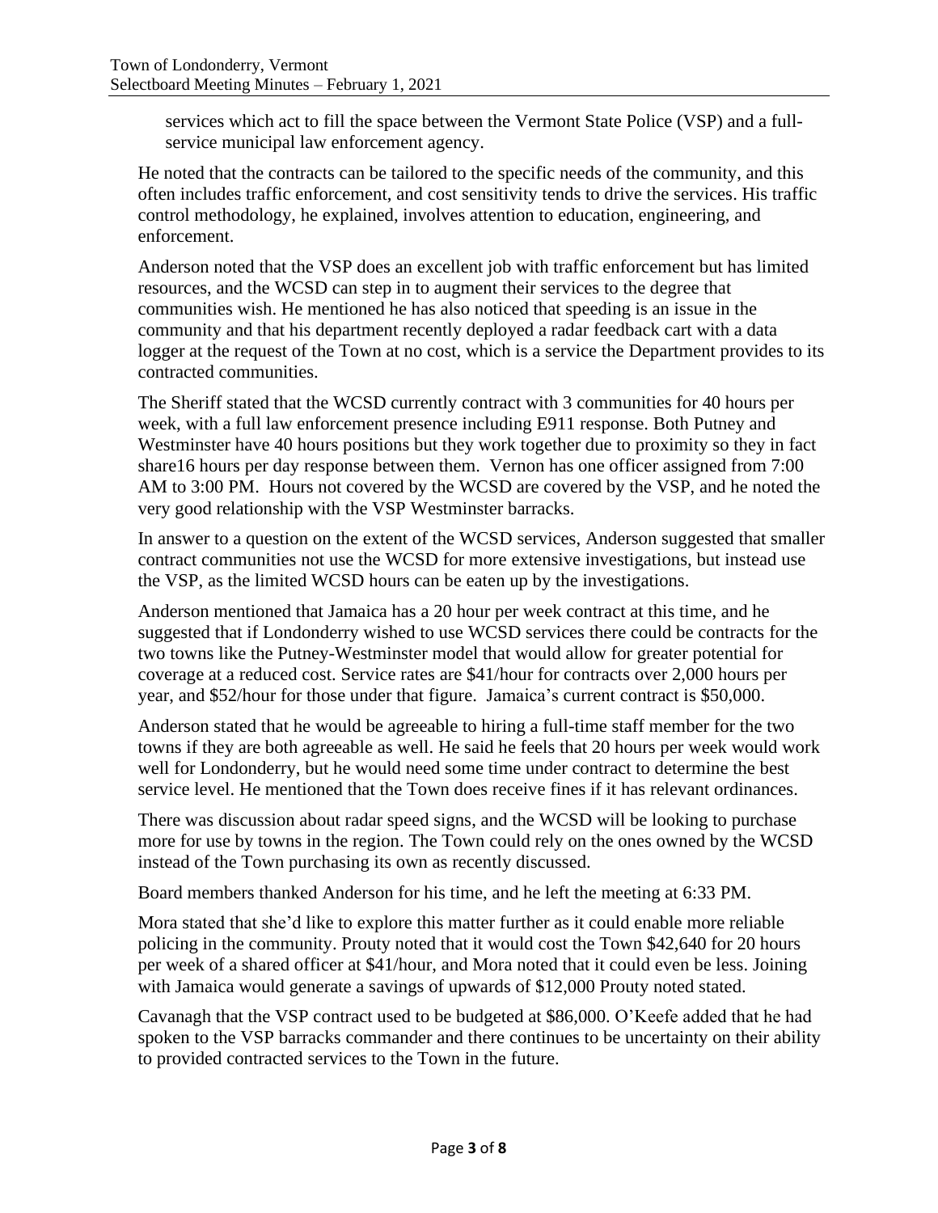services which act to fill the space between the Vermont State Police (VSP) and a full-service municipal law enforcement agency.

He noted that the contracts can be tailored to the specific needs of the community, and this often includes traffic enforcement, and cost sensitivity tends to drive the services. His traffic control methodology, he explained, involves attention to education, engineering, and enforcement.

Anderson noted that the VSP does an excellent job with traffic enforcement but has limited resources, and the WCSD can step in to augment their services to the degree that communities wish. He mentioned he has also noticed that speeding is an issue in the community and that his department recently deployed a radar feedback cart with a data logger at the request of the Town at no cost, which is a service the Department provides to its contracted communities.

The Sheriff stated that the WCSD currently contract with 3 communities for 40 hours per week, with a full law enforcement presence including E911 response. Both Putney and Westminster have 40 hours positions but they work together due to proximity so they in fact share16 hours per day response between them. Vernon has one officer assigned from 7:00 AM to 3:00 PM. Hours not covered by the WCSD are covered by the VSP, and he noted the very good relationship with the VSP Westminster barracks.

In answer to a question on the extent of the WCSD services, Anderson suggested that smaller contract communities not use the WCSD for more extensive investigations, but instead use the VSP, as the limited WCSD hours can be eaten up by the investigations.

Anderson mentioned that Jamaica has a 20 hour per week contract at this time, and he suggested that if Londonderry wished to use WCSD services there could be contracts for the two towns like the Putney-Westminster model that would allow for greater potential for coverage at a reduced cost. Service rates are $41/hour for contracts over 2,000 hours per year, and $52/hour for those under that figure. Jamaica's current contract is $50,000.

Anderson stated that he would be agreeable to hiring a full-time staff member for the two towns if they are both agreeable as well. He said he feels that 20 hours per week would work well for Londonderry, but he would need some time under contract to determine the best service level. He mentioned that the Town does receive fines if it has relevant ordinances.

There was discussion about radar speed signs, and the WCSD will be looking to purchase more for use by towns in the region. The Town could rely on the ones owned by the WCSD instead of the Town purchasing its own as recently discussed.

Board members thanked Anderson for his time, and he left the meeting at 6:33 PM.

Mora stated that she'd like to explore this matter further as it could enable more reliable policing in the community. Prouty noted that it would cost the Town $42,640 for 20 hours per week of a shared officer at $41/hour, and Mora noted that it could even be less. Joining with Jamaica would generate a savings of upwards of $12,000 Prouty noted stated.

Cavanagh that the VSP contract used to be budgeted at $86,000. O'Keefe added that he had spoken to the VSP barracks commander and there continues to be uncertainty on their ability to provided contracted services to the Town in the future.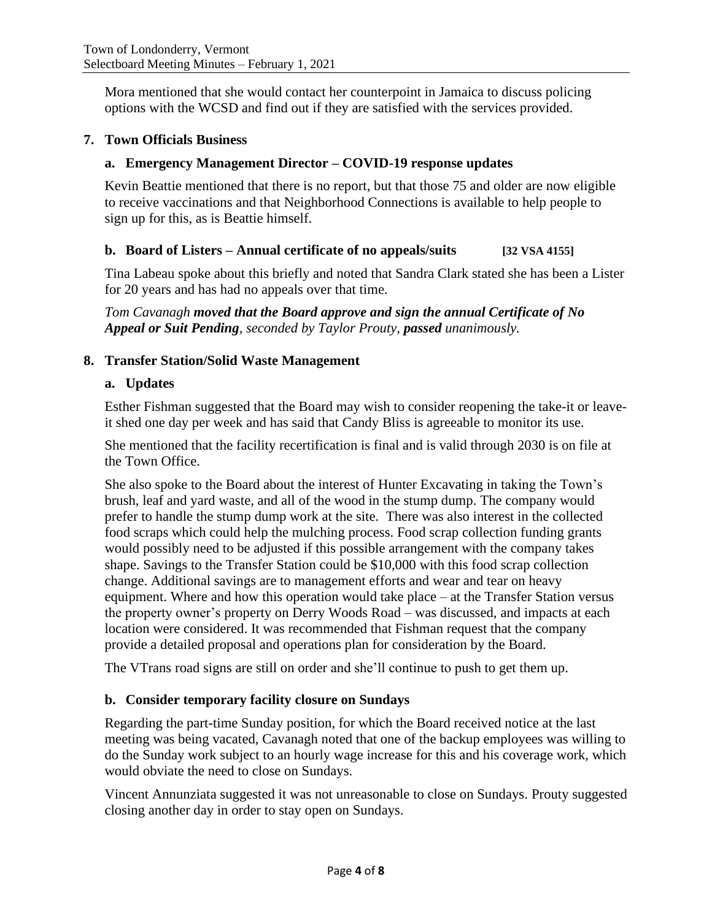Mora mentioned that she would contact her counterpoint in Jamaica to discuss policing options with the WCSD and find out if they are satisfied with the services provided.

## 7. Town Officials Business

### a. Emergency Management Director – COVID-19 response updates

Kevin Beattie mentioned that there is no report, but that those 75 and older are now eligible to receive vaccinations and that Neighborhood Connections is available to help people to sign up for this, as is Beattie himself.

### b. Board of Listers – Annual certificate of no appeals/suits [32 VSA 4155]

Tina Labeau spoke about this briefly and noted that Sandra Clark stated she has been a Lister for 20 years and has had no appeals over that time.

*Tom Cavanagh* ***moved that the Board approve and sign the annual Certificate of No Appeal or Suit Pending****, seconded by Taylor Prouty,* ***passed*** *unanimously.*

## 8. Transfer Station/Solid Waste Management

### a. Updates

Esther Fishman suggested that the Board may wish to consider reopening the take-it or leave-it shed one day per week and has said that Candy Bliss is agreeable to monitor its use.

She mentioned that the facility recertification is final and is valid through 2030 is on file at the Town Office.

She also spoke to the Board about the interest of Hunter Excavating in taking the Town's brush, leaf and yard waste, and all of the wood in the stump dump. The company would prefer to handle the stump dump work at the site. There was also interest in the collected food scraps which could help the mulching process. Food scrap collection funding grants would possibly need to be adjusted if this possible arrangement with the company takes shape. Savings to the Transfer Station could be $10,000 with this food scrap collection change. Additional savings are to management efforts and wear and tear on heavy equipment. Where and how this operation would take place – at the Transfer Station versus the property owner's property on Derry Woods Road – was discussed, and impacts at each location were considered. It was recommended that Fishman request that the company provide a detailed proposal and operations plan for consideration by the Board.

The VTrans road signs are still on order and she'll continue to push to get them up.

### b. Consider temporary facility closure on Sundays

Regarding the part-time Sunday position, for which the Board received notice at the last meeting was being vacated, Cavanagh noted that one of the backup employees was willing to do the Sunday work subject to an hourly wage increase for this and his coverage work, which would obviate the need to close on Sundays.

Vincent Annunziata suggested it was not unreasonable to close on Sundays. Prouty suggested closing another day in order to stay open on Sundays.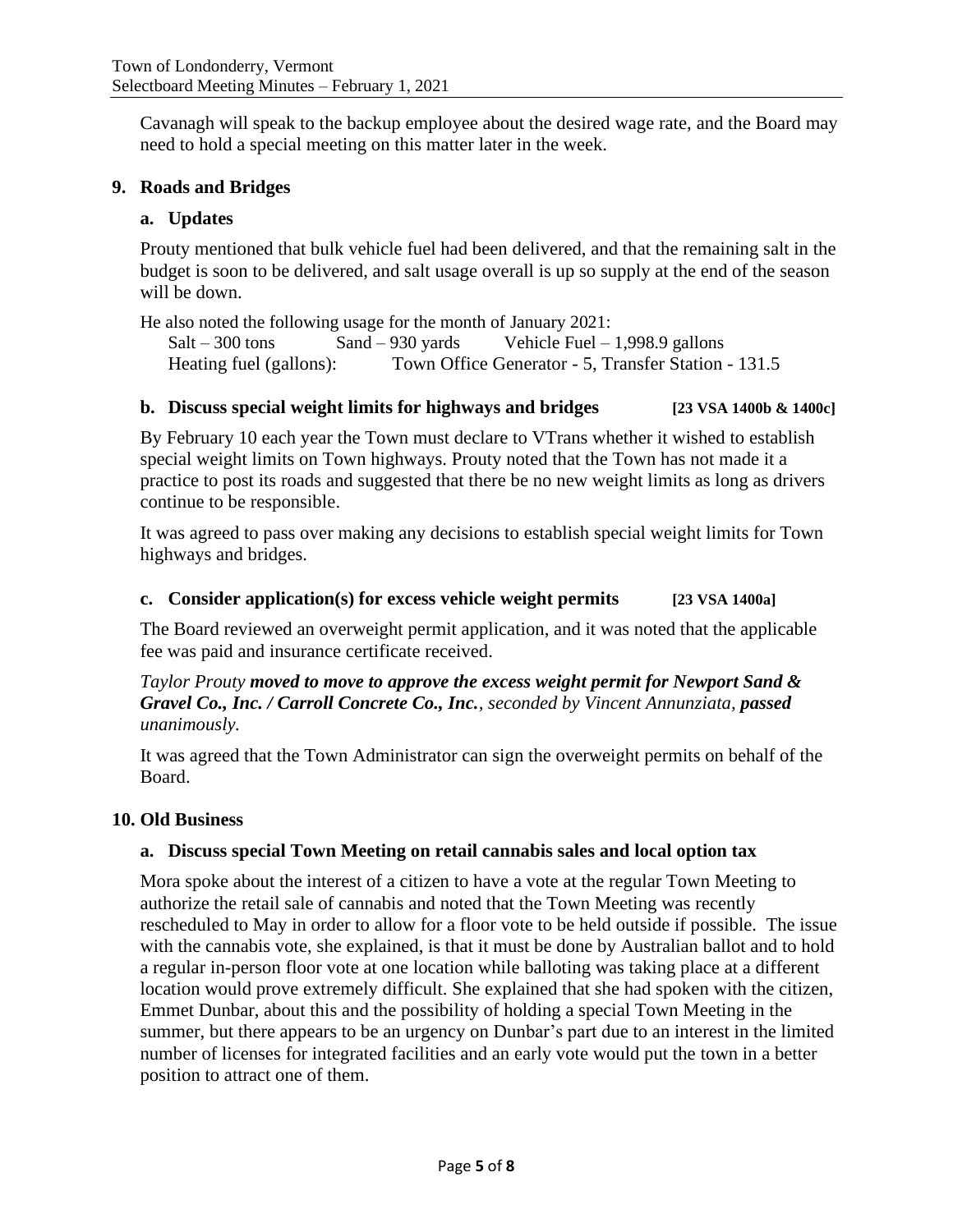Cavanagh will speak to the backup employee about the desired wage rate, and the Board may need to hold a special meeting on this matter later in the week.

## 9. Roads and Bridges

### a. Updates

Prouty mentioned that bulk vehicle fuel had been delivered, and that the remaining salt in the budget is soon to be delivered, and salt usage overall is up so supply at the end of the season will be down.

He also noted the following usage for the month of January 2021:

Salt – 300 tons    Sand – 930 yards    Vehicle Fuel – 1,998.9 gallons
Heating fuel (gallons):    Town Office Generator - 5, Transfer Station - 131.5

### b. Discuss special weight limits for highways and bridges [23 VSA 1400b & 1400c]

By February 10 each year the Town must declare to VTrans whether it wished to establish special weight limits on Town highways. Prouty noted that the Town has not made it a practice to post its roads and suggested that there be no new weight limits as long as drivers continue to be responsible.

It was agreed to pass over making any decisions to establish special weight limits for Town highways and bridges.

### c. Consider application(s) for excess vehicle weight permits [23 VSA 1400a]

The Board reviewed an overweight permit application, and it was noted that the applicable fee was paid and insurance certificate received.

*Taylor Prouty* ***moved to move to approve the excess weight permit for Newport Sand & Gravel Co., Inc. / Carroll Concrete Co., Inc.****, seconded by Vincent Annunziata,* ***passed*** *unanimously.*

It was agreed that the Town Administrator can sign the overweight permits on behalf of the Board.

## 10. Old Business

### a. Discuss special Town Meeting on retail cannabis sales and local option tax

Mora spoke about the interest of a citizen to have a vote at the regular Town Meeting to authorize the retail sale of cannabis and noted that the Town Meeting was recently rescheduled to May in order to allow for a floor vote to be held outside if possible. The issue with the cannabis vote, she explained, is that it must be done by Australian ballot and to hold a regular in-person floor vote at one location while balloting was taking place at a different location would prove extremely difficult. She explained that she had spoken with the citizen, Emmet Dunbar, about this and the possibility of holding a special Town Meeting in the summer, but there appears to be an urgency on Dunbar's part due to an interest in the limited number of licenses for integrated facilities and an early vote would put the town in a better position to attract one of them.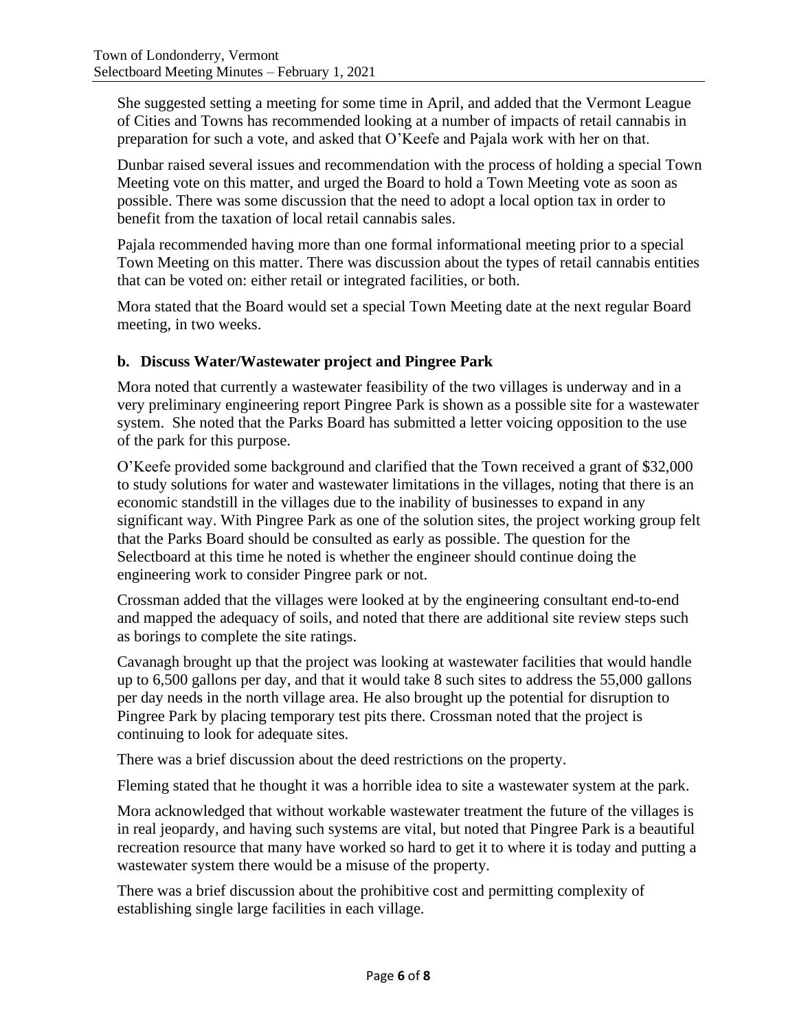She suggested setting a meeting for some time in April, and added that the Vermont League of Cities and Towns has recommended looking at a number of impacts of retail cannabis in preparation for such a vote, and asked that O'Keefe and Pajala work with her on that.

Dunbar raised several issues and recommendation with the process of holding a special Town Meeting vote on this matter, and urged the Board to hold a Town Meeting vote as soon as possible. There was some discussion that the need to adopt a local option tax in order to benefit from the taxation of local retail cannabis sales.

Pajala recommended having more than one formal informational meeting prior to a special Town Meeting on this matter. There was discussion about the types of retail cannabis entities that can be voted on: either retail or integrated facilities, or both.

Mora stated that the Board would set a special Town Meeting date at the next regular Board meeting, in two weeks.

**b. Discuss Water/Wastewater project and Pingree Park**

Mora noted that currently a wastewater feasibility of the two villages is underway and in a very preliminary engineering report Pingree Park is shown as a possible site for a wastewater system. She noted that the Parks Board has submitted a letter voicing opposition to the use of the park for this purpose.

O'Keefe provided some background and clarified that the Town received a grant of $32,000 to study solutions for water and wastewater limitations in the villages, noting that there is an economic standstill in the villages due to the inability of businesses to expand in any significant way. With Pingree Park as one of the solution sites, the project working group felt that the Parks Board should be consulted as early as possible. The question for the Selectboard at this time he noted is whether the engineer should continue doing the engineering work to consider Pingree park or not.

Crossman added that the villages were looked at by the engineering consultant end-to-end and mapped the adequacy of soils, and noted that there are additional site review steps such as borings to complete the site ratings.

Cavanagh brought up that the project was looking at wastewater facilities that would handle up to 6,500 gallons per day, and that it would take 8 such sites to address the 55,000 gallons per day needs in the north village area. He also brought up the potential for disruption to Pingree Park by placing temporary test pits there. Crossman noted that the project is continuing to look for adequate sites.

There was a brief discussion about the deed restrictions on the property.

Fleming stated that he thought it was a horrible idea to site a wastewater system at the park.

Mora acknowledged that without workable wastewater treatment the future of the villages is in real jeopardy, and having such systems are vital, but noted that Pingree Park is a beautiful recreation resource that many have worked so hard to get it to where it is today and putting a wastewater system there would be a misuse of the property.

There was a brief discussion about the prohibitive cost and permitting complexity of establishing single large facilities in each village.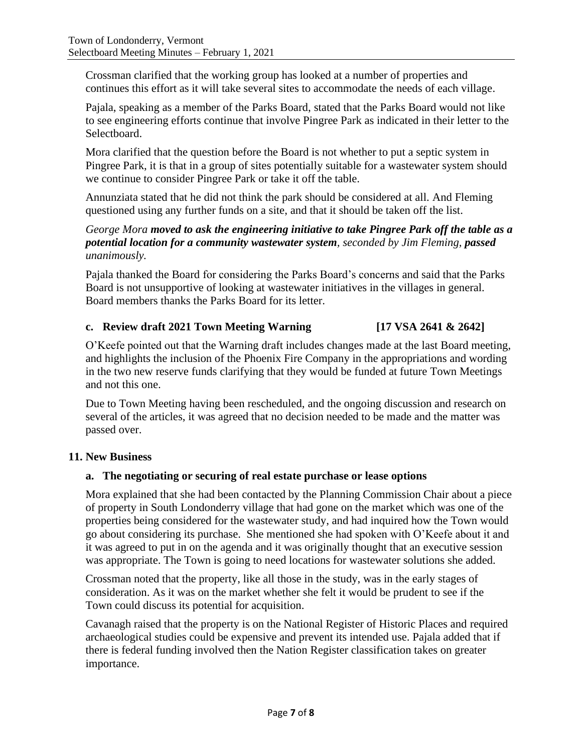Crossman clarified that the working group has looked at a number of properties and continues this effort as it will take several sites to accommodate the needs of each village.

Pajala, speaking as a member of the Parks Board, stated that the Parks Board would not like to see engineering efforts continue that involve Pingree Park as indicated in their letter to the Selectboard.

Mora clarified that the question before the Board is not whether to put a septic system in Pingree Park, it is that in a group of sites potentially suitable for a wastewater system should we continue to consider Pingree Park or take it off the table.

Annunziata stated that he did not think the park should be considered at all. And Fleming questioned using any further funds on a site, and that it should be taken off the list.

*George Mora* ***moved to ask the engineering initiative to take Pingree Park off the table as a potential location for a community wastewater system****, seconded by Jim Fleming,* ***passed*** *unanimously.*

Pajala thanked the Board for considering the Parks Board's concerns and said that the Parks Board is not unsupportive of looking at wastewater initiatives in the villages in general. Board members thanks the Parks Board for its letter.

### c. Review draft 2021 Town Meeting Warning [17 VSA 2641 & 2642]

O'Keefe pointed out that the Warning draft includes changes made at the last Board meeting, and highlights the inclusion of the Phoenix Fire Company in the appropriations and wording in the two new reserve funds clarifying that they would be funded at future Town Meetings and not this one.

Due to Town Meeting having been rescheduled, and the ongoing discussion and research on several of the articles, it was agreed that no decision needed to be made and the matter was passed over.

## 11. New Business

### a. The negotiating or securing of real estate purchase or lease options

Mora explained that she had been contacted by the Planning Commission Chair about a piece of property in South Londonderry village that had gone on the market which was one of the properties being considered for the wastewater study, and had inquired how the Town would go about considering its purchase. She mentioned she had spoken with O'Keefe about it and it was agreed to put in on the agenda and it was originally thought that an executive session was appropriate. The Town is going to need locations for wastewater solutions she added.

Crossman noted that the property, like all those in the study, was in the early stages of consideration. As it was on the market whether she felt it would be prudent to see if the Town could discuss its potential for acquisition.

Cavanagh raised that the property is on the National Register of Historic Places and required archaeological studies could be expensive and prevent its intended use. Pajala added that if there is federal funding involved then the Nation Register classification takes on greater importance.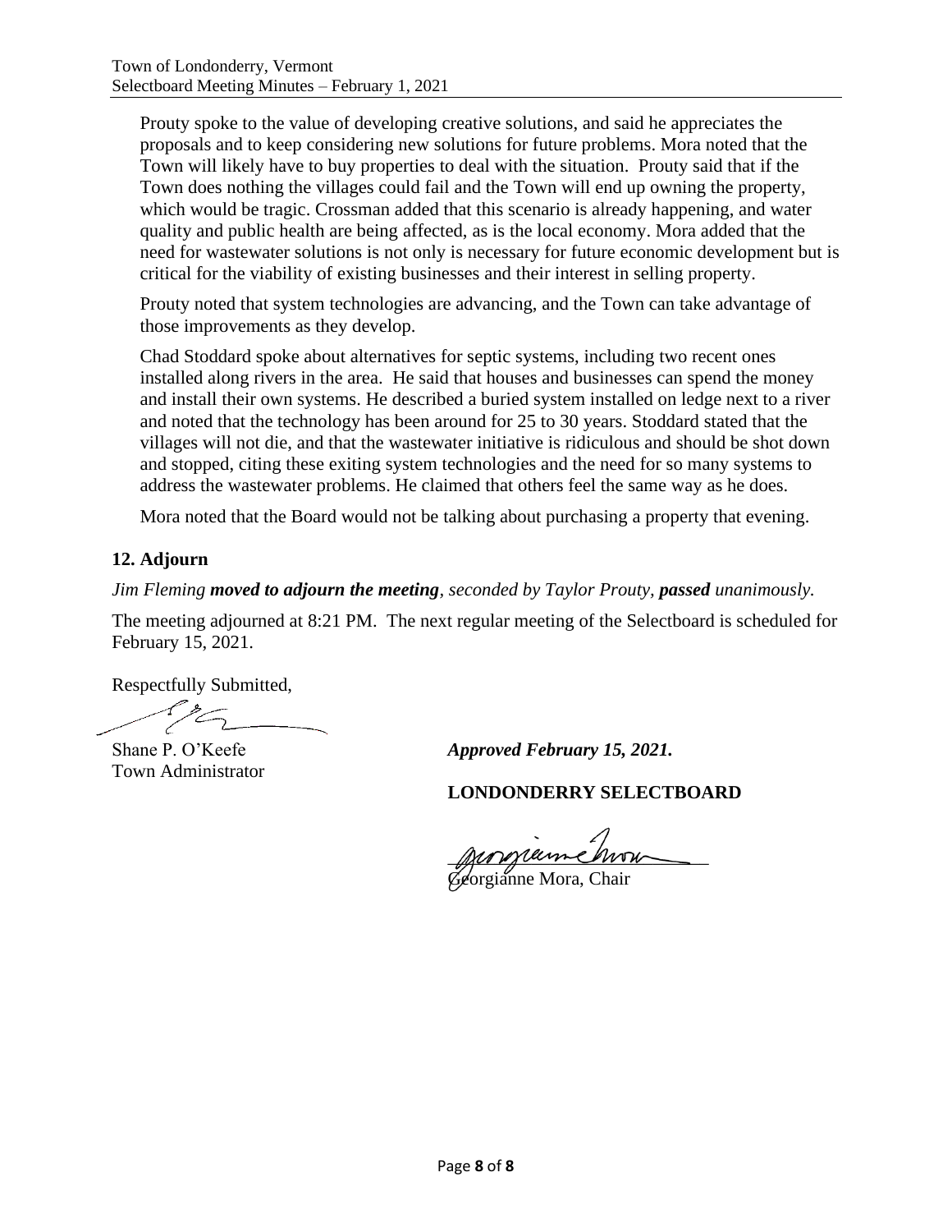Prouty spoke to the value of developing creative solutions, and said he appreciates the proposals and to keep considering new solutions for future problems. Mora noted that the Town will likely have to buy properties to deal with the situation. Prouty said that if the Town does nothing the villages could fail and the Town will end up owning the property, which would be tragic. Crossman added that this scenario is already happening, and water quality and public health are being affected, as is the local economy. Mora added that the need for wastewater solutions is not only is necessary for future economic development but is critical for the viability of existing businesses and their interest in selling property.

Prouty noted that system technologies are advancing, and the Town can take advantage of those improvements as they develop.

Chad Stoddard spoke about alternatives for septic systems, including two recent ones installed along rivers in the area. He said that houses and businesses can spend the money and install their own systems. He described a buried system installed on ledge next to a river and noted that the technology has been around for 25 to 30 years. Stoddard stated that the villages will not die, and that the wastewater initiative is ridiculous and should be shot down and stopped, citing these exiting system technologies and the need for so many systems to address the wastewater problems. He claimed that others feel the same way as he does.

Mora noted that the Board would not be talking about purchasing a property that evening.

## 12. Adjourn

*Jim Fleming **moved to adjourn the meeting**, seconded by Taylor Prouty, **passed** unanimously.*

The meeting adjourned at 8:21 PM. The next regular meeting of the Selectboard is scheduled for February 15, 2021.

Respectfully Submitted,

Shane P. O'Keefe
Town Administrator

***Approved February 15, 2021.***

**LONDONDERRY SELECTBOARD**

Georgianne Mora, Chair